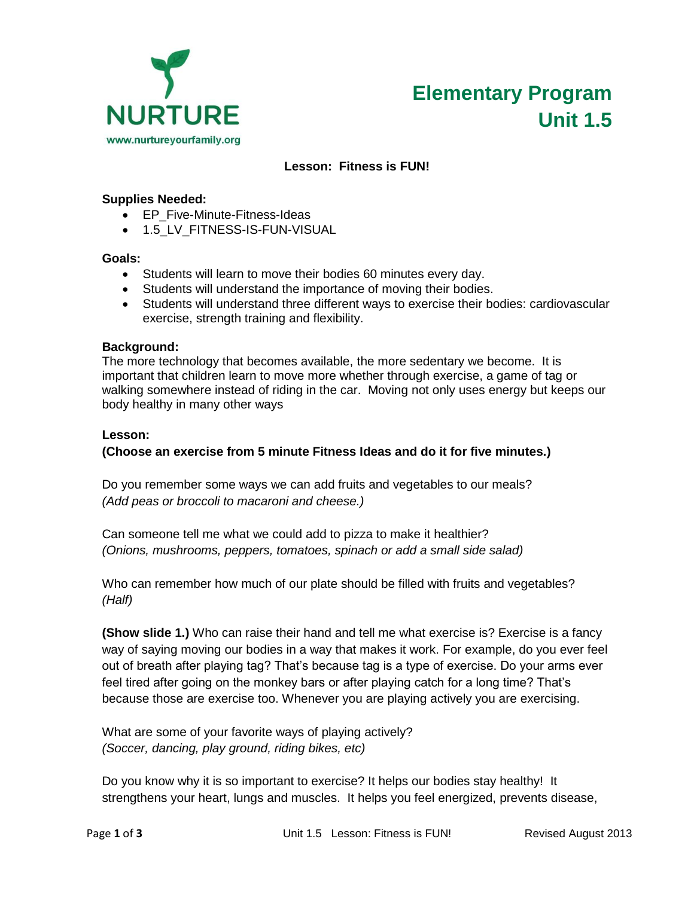NURTURE

www.nurtureyourfamily.org

# Elementary Program Unit 1.5

## Lesson: Fitness is FUN!

**Supplies Needed:**

- EP_Five-Minute-Fitness-Ideas
- 1.5_LV_FITNESS-IS-FUN-VISUAL

**Goals:**

- Students will learn to move their bodies 60 minutes every day.
- Students will understand the importance of moving their bodies.
- Students will understand three different ways to exercise their bodies: cardiovascular exercise, strength training and flexibility.

**Background:**
The more technology that becomes available, the more sedentary we become. It is important that children learn to move more whether through exercise, a game of tag or walking somewhere instead of riding in the car. Moving not only uses energy but keeps our body healthy in many other ways

**Lesson:**
**(Choose an exercise from 5 minute Fitness Ideas and do it for five minutes.)**

Do you remember some ways we can add fruits and vegetables to our meals?
*(Add peas or broccoli to macaroni and cheese.)*

Can someone tell me what we could add to pizza to make it healthier?
*(Onions, mushrooms, peppers, tomatoes, spinach or add a small side salad)*

Who can remember how much of our plate should be filled with fruits and vegetables?
*(Half)*

**(Show slide 1.)** Who can raise their hand and tell me what exercise is? Exercise is a fancy way of saying moving our bodies in a way that makes it work. For example, do you ever feel out of breath after playing tag? That's because tag is a type of exercise. Do your arms ever feel tired after going on the monkey bars or after playing catch for a long time? That's because those are exercise too. Whenever you are playing actively you are exercising.

What are some of your favorite ways of playing actively?
*(Soccer, dancing, play ground, riding bikes, etc)*

Do you know why it is so important to exercise? It helps our bodies stay healthy! It strengthens your heart, lungs and muscles. It helps you feel energized, prevents disease,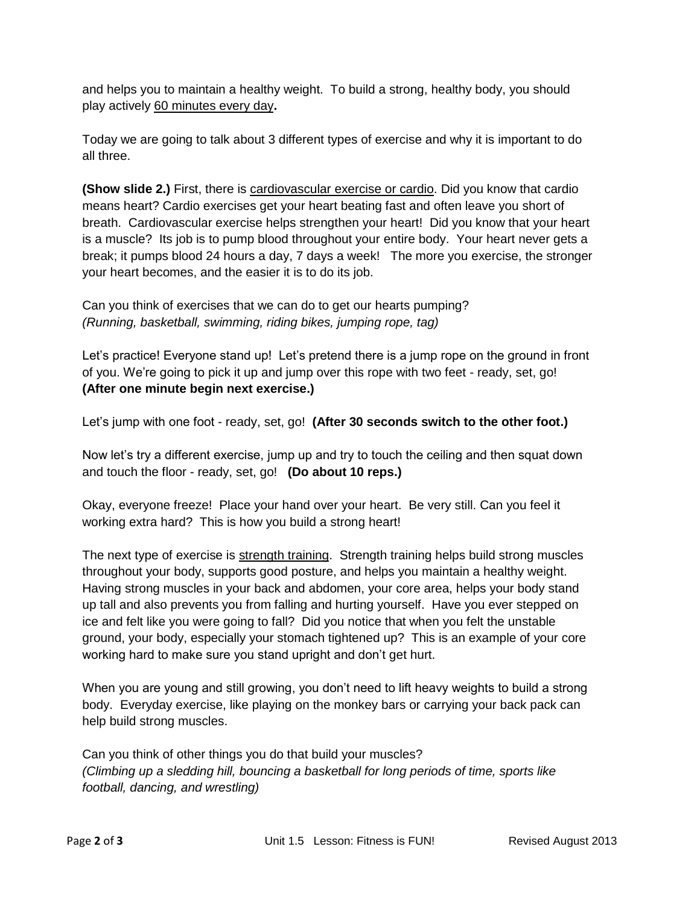and helps you to maintain a healthy weight. To build a strong, healthy body, you should play actively <u>60 minutes every day</u>**.**

Today we are going to talk about 3 different types of exercise and why it is important to do all three.

**(Show slide 2.)** First, there is <u>cardiovascular exercise or cardio</u>. Did you know that cardio means heart? Cardio exercises get your heart beating fast and often leave you short of breath. Cardiovascular exercise helps strengthen your heart! Did you know that your heart is a muscle? Its job is to pump blood throughout your entire body. Your heart never gets a break; it pumps blood 24 hours a day, 7 days a week! The more you exercise, the stronger your heart becomes, and the easier it is to do its job.

Can you think of exercises that we can do to get our hearts pumping?
*(Running, basketball, swimming, riding bikes, jumping rope, tag)*

Let's practice! Everyone stand up! Let's pretend there is a jump rope on the ground in front of you. We're going to pick it up and jump over this rope with two feet - ready, set, go! **(After one minute begin next exercise.)**

Let's jump with one foot - ready, set, go! **(After 30 seconds switch to the other foot.)**

Now let's try a different exercise, jump up and try to touch the ceiling and then squat down and touch the floor - ready, set, go! **(Do about 10 reps.)**

Okay, everyone freeze! Place your hand over your heart. Be very still. Can you feel it working extra hard? This is how you build a strong heart!

The next type of exercise is <u>strength training</u>. Strength training helps build strong muscles throughout your body, supports good posture, and helps you maintain a healthy weight. Having strong muscles in your back and abdomen, your core area, helps your body stand up tall and also prevents you from falling and hurting yourself. Have you ever stepped on ice and felt like you were going to fall? Did you notice that when you felt the unstable ground, your body, especially your stomach tightened up? This is an example of your core working hard to make sure you stand upright and don't get hurt.

When you are young and still growing, you don't need to lift heavy weights to build a strong body. Everyday exercise, like playing on the monkey bars or carrying your back pack can help build strong muscles.

Can you think of other things you do that build your muscles?
*(Climbing up a sledding hill, bouncing a basketball for long periods of time, sports like football, dancing, and wrestling)*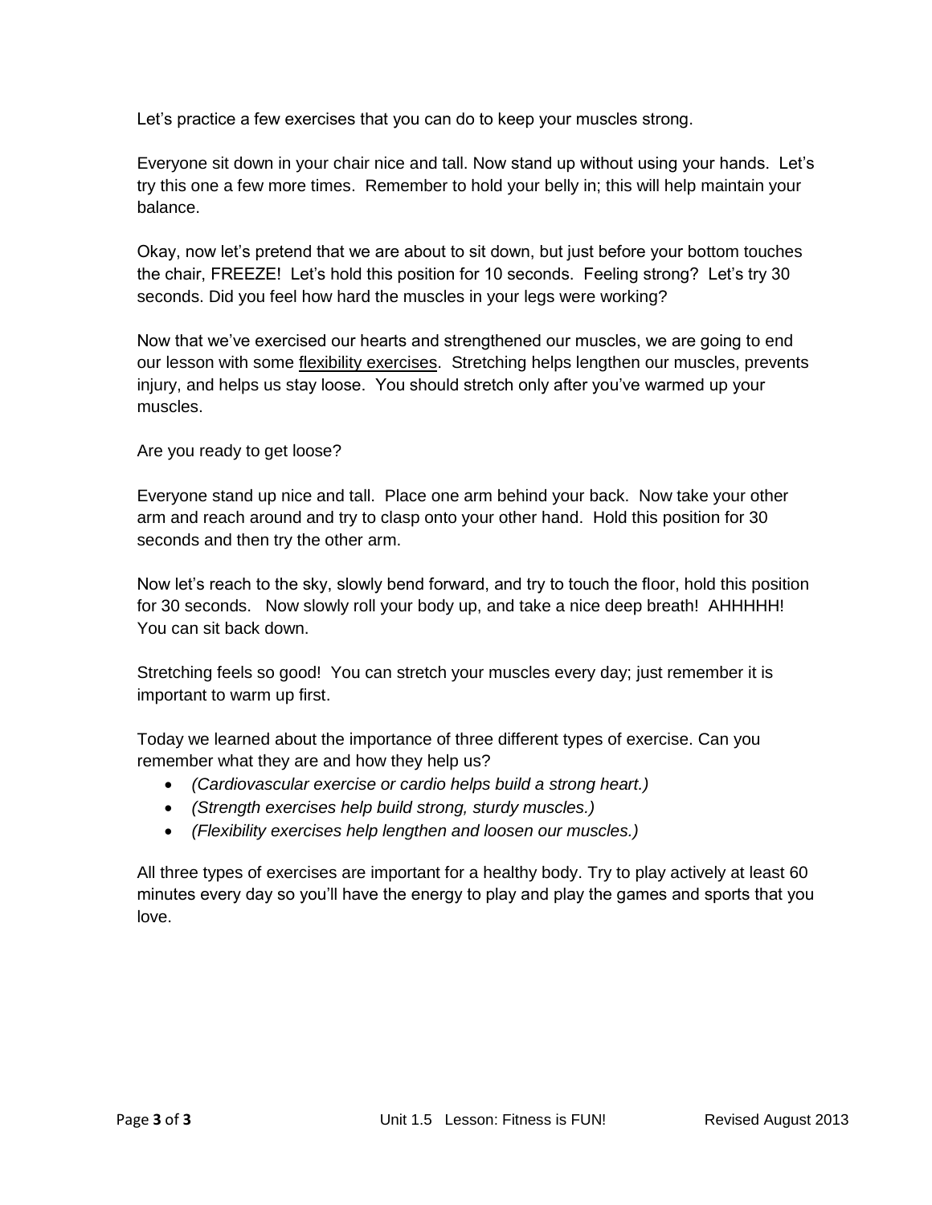Let's practice a few exercises that you can do to keep your muscles strong.

Everyone sit down in your chair nice and tall. Now stand up without using your hands. Let's try this one a few more times. Remember to hold your belly in; this will help maintain your balance.

Okay, now let's pretend that we are about to sit down, but just before your bottom touches the chair, FREEZE! Let's hold this position for 10 seconds. Feeling strong? Let's try 30 seconds. Did you feel how hard the muscles in your legs were working?

Now that we've exercised our hearts and strengthened our muscles, we are going to end our lesson with some flexibility exercises. Stretching helps lengthen our muscles, prevents injury, and helps us stay loose. You should stretch only after you've warmed up your muscles.

Are you ready to get loose?

Everyone stand up nice and tall. Place one arm behind your back. Now take your other arm and reach around and try to clasp onto your other hand. Hold this position for 30 seconds and then try the other arm.

Now let's reach to the sky, slowly bend forward, and try to touch the floor, hold this position for 30 seconds. Now slowly roll your body up, and take a nice deep breath! AHHHHH! You can sit back down.

Stretching feels so good! You can stretch your muscles every day; just remember it is important to warm up first.

Today we learned about the importance of three different types of exercise. Can you remember what they are and how they help us?

- *(Cardiovascular exercise or cardio helps build a strong heart.)*
- *(Strength exercises help build strong, sturdy muscles.)*
- *(Flexibility exercises help lengthen and loosen our muscles.)*

All three types of exercises are important for a healthy body. Try to play actively at least 60 minutes every day so you'll have the energy to play and play the games and sports that you love.